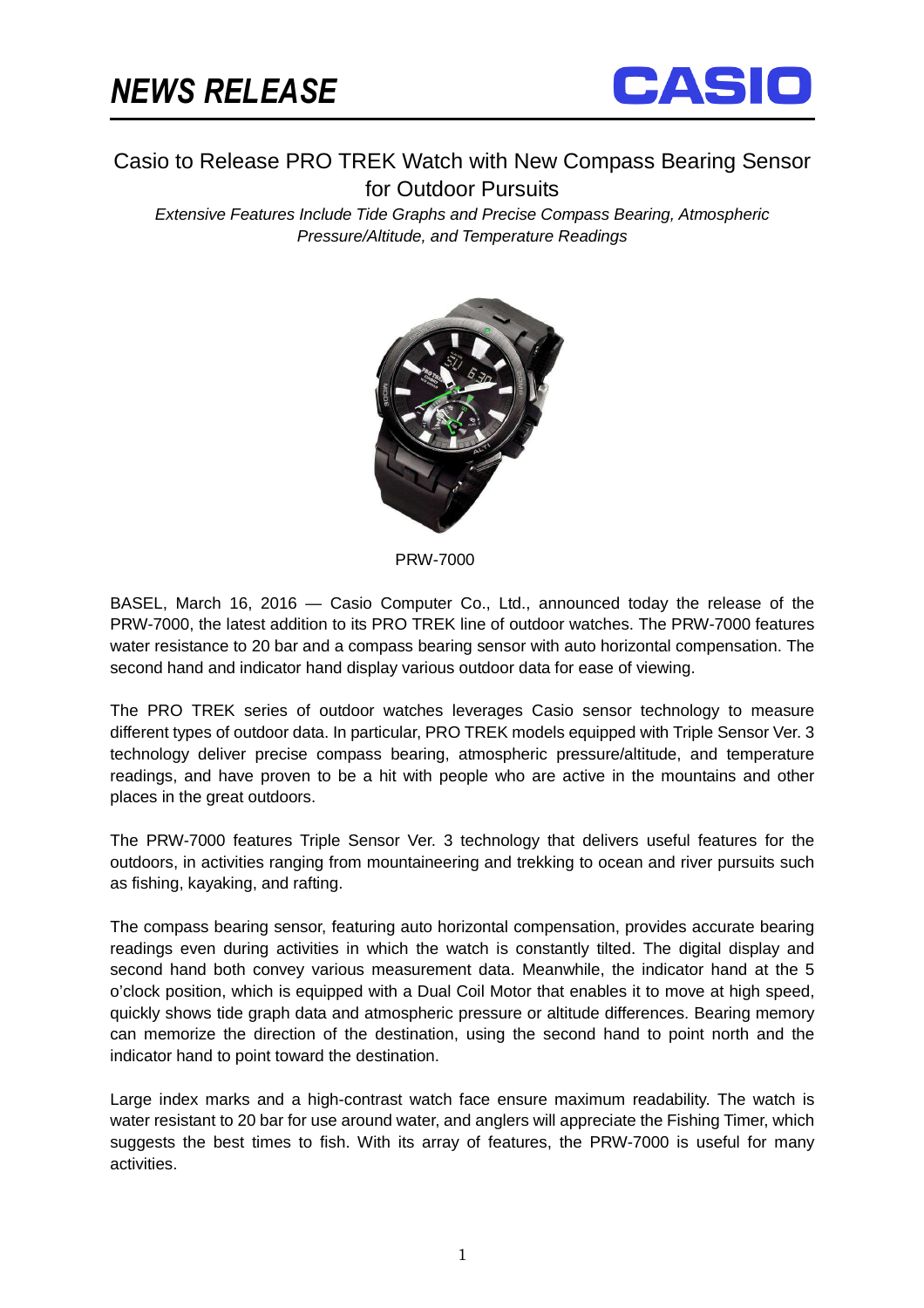# NEWS RELEASE

CASIO

## Casio to Release PRO TREK Watch with New Compass Bearing Sensor for Outdoor Pursuits

*Extensive Features Include Tide Graphs and Precise Compass Bearing, Atmospheric Pressure/Altitude, and Temperature Readings*

PRW-7000

BASEL, March 16, 2016 — Casio Computer Co., Ltd., announced today the release of the PRW-7000, the latest addition to its PRO TREK line of outdoor watches. The PRW-7000 features water resistance to 20 bar and a compass bearing sensor with auto horizontal compensation. The second hand and indicator hand display various outdoor data for ease of viewing.

The PRO TREK series of outdoor watches leverages Casio sensor technology to measure different types of outdoor data. In particular, PRO TREK models equipped with Triple Sensor Ver. 3 technology deliver precise compass bearing, atmospheric pressure/altitude, and temperature readings, and have proven to be a hit with people who are active in the mountains and other places in the great outdoors.

The PRW-7000 features Triple Sensor Ver. 3 technology that delivers useful features for the outdoors, in activities ranging from mountaineering and trekking to ocean and river pursuits such as fishing, kayaking, and rafting.

The compass bearing sensor, featuring auto horizontal compensation, provides accurate bearing readings even during activities in which the watch is constantly tilted. The digital display and second hand both convey various measurement data. Meanwhile, the indicator hand at the 5 o'clock position, which is equipped with a Dual Coil Motor that enables it to move at high speed, quickly shows tide graph data and atmospheric pressure or altitude differences. Bearing memory can memorize the direction of the destination, using the second hand to point north and the indicator hand to point toward the destination.

Large index marks and a high-contrast watch face ensure maximum readability. The watch is water resistant to 20 bar for use around water, and anglers will appreciate the Fishing Timer, which suggests the best times to fish. With its array of features, the PRW-7000 is useful for many activities.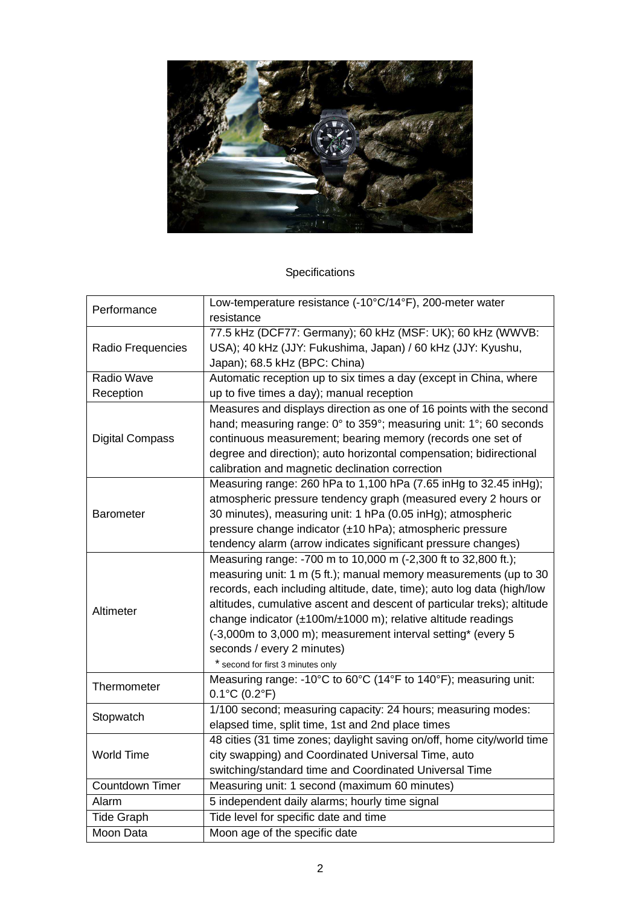Specifications

| Performance | Low-temperature resistance (-10°C/14°F), 200-meter water resistance |
|---|---|
| Radio Frequencies | 77.5 kHz (DCF77: Germany); 60 kHz (MSF: UK); 60 kHz (WWVB: USA); 40 kHz (JJY: Fukushima, Japan) / 60 kHz (JJY: Kyushu, Japan); 68.5 kHz (BPC: China) |
| Radio Wave Reception | Automatic reception up to six times a day (except in China, where up to five times a day); manual reception |
| Digital Compass | Measures and displays direction as one of 16 points with the second hand; measuring range: 0° to 359°; measuring unit: 1°; 60 seconds continuous measurement; bearing memory (records one set of degree and direction); auto horizontal compensation; bidirectional calibration and magnetic declination correction |
| Barometer | Measuring range: 260 hPa to 1,100 hPa (7.65 inHg to 32.45 inHg); atmospheric pressure tendency graph (measured every 2 hours or 30 minutes), measuring unit: 1 hPa (0.05 inHg); atmospheric pressure change indicator (±10 hPa); atmospheric pressure tendency alarm (arrow indicates significant pressure changes) |
| Altimeter | Measuring range: -700 m to 10,000 m (-2,300 ft to 32,800 ft.); measuring unit: 1 m (5 ft.); manual memory measurements (up to 30 records, each including altitude, date, time); auto log data (high/low altitudes, cumulative ascent and descent of particular treks); altitude change indicator (±100m/±1000 m); relative altitude readings (-3,000m to 3,000 m); measurement interval setting* (every 5 seconds / every 2 minutes)<br>* second for first 3 minutes only |
| Thermometer | Measuring range: -10°C to 60°C (14°F to 140°F); measuring unit: 0.1°C (0.2°F) |
| Stopwatch | 1/100 second; measuring capacity: 24 hours; measuring modes: elapsed time, split time, 1st and 2nd place times |
| World Time | 48 cities (31 time zones; daylight saving on/off, home city/world time city swapping) and Coordinated Universal Time, auto switching/standard time and Coordinated Universal Time |
| Countdown Timer | Measuring unit: 1 second (maximum 60 minutes) |
| Alarm | 5 independent daily alarms; hourly time signal |
| Tide Graph | Tide level for specific date and time |
| Moon Data | Moon age of the specific date |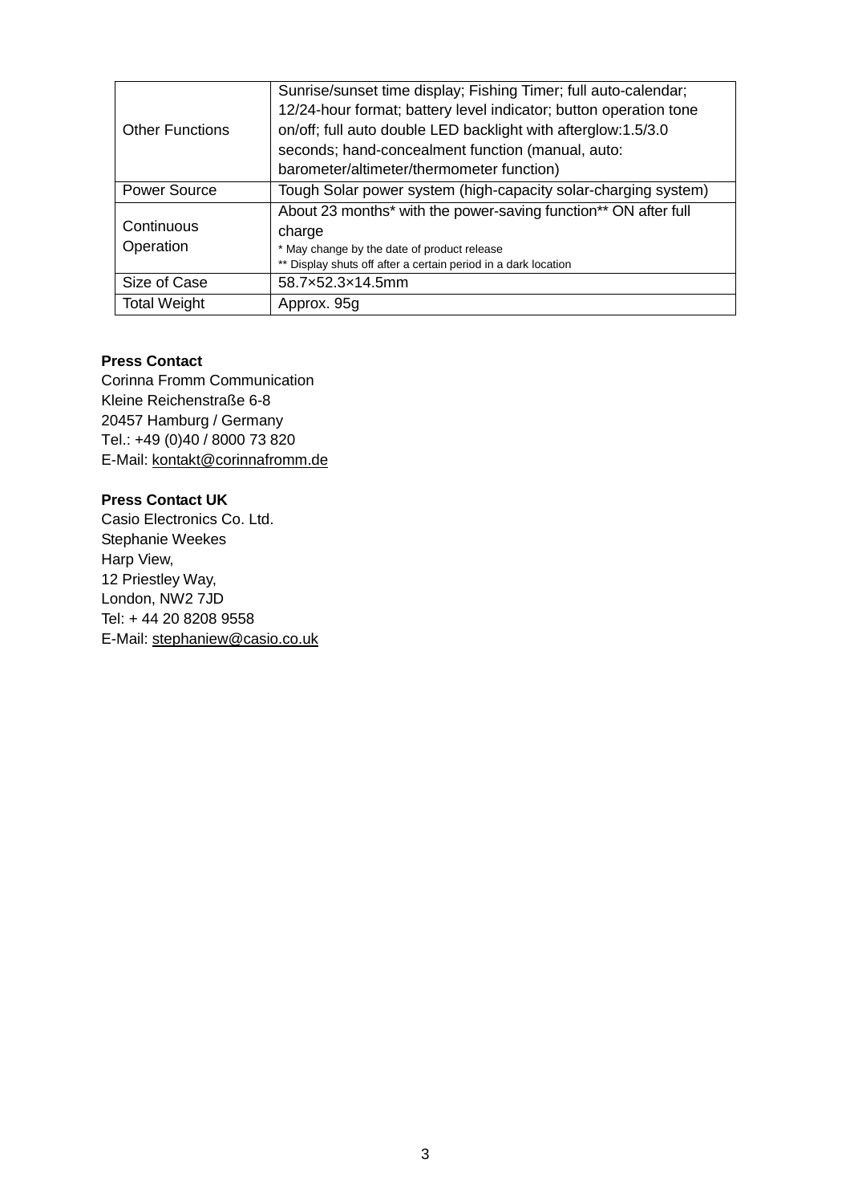| | |
|---|---|
| Other Functions | Sunrise/sunset time display; Fishing Timer; full auto-calendar; 12/24-hour format; battery level indicator; button operation tone on/off; full auto double LED backlight with afterglow:1.5/3.0 seconds; hand-concealment function (manual, auto: barometer/altimeter/thermometer function) |
| Power Source | Tough Solar power system (high-capacity solar-charging system) |
| Continuous Operation | About 23 months* with the power-saving function** ON after full charge<br>* May change by the date of product release<br>** Display shuts off after a certain period in a dark location |
| Size of Case | 58.7×52.3×14.5mm |
| Total Weight | Approx. 95g |

**Press Contact**
Corinna Fromm Communication
Kleine Reichenstraße 6-8
20457 Hamburg / Germany
Tel.: +49 (0)40 / 8000 73 820
E-Mail: kontakt@corinnafromm.de

**Press Contact UK**
Casio Electronics Co. Ltd.
Stephanie Weekes
Harp View,
12 Priestley Way,
London, NW2 7JD
Tel: + 44 20 8208 9558
E-Mail: stephaniew@casio.co.uk